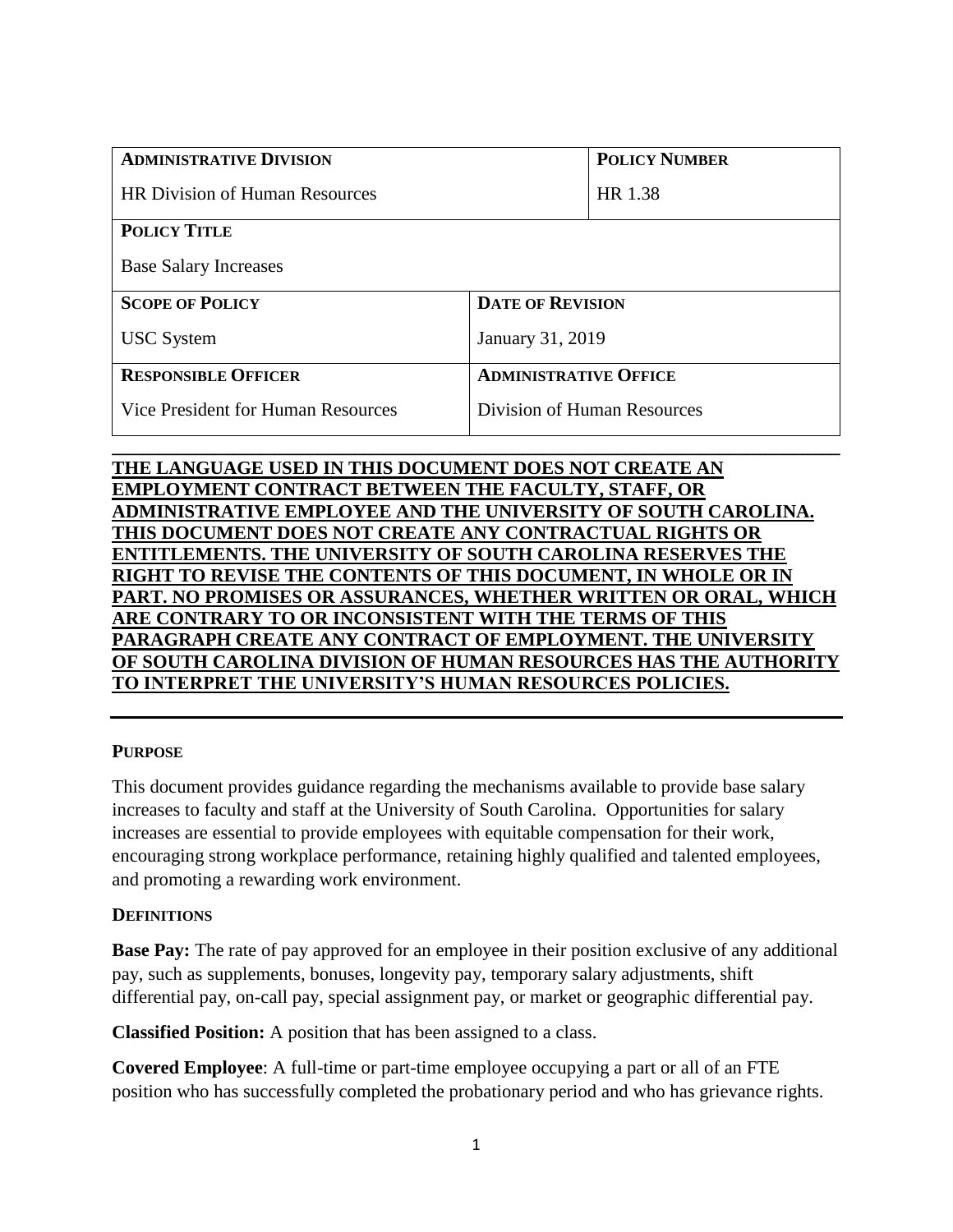| **ADMINISTRATIVE DIVISION** | | **POLICY NUMBER** |
|---|---|---|
| HR Division of Human Resources | | HR 1.38 |
| **POLICY TITLE** | | |
| Base Salary Increases | | |
| **SCOPE OF POLICY** | **DATE OF REVISION** | |
| USC System | January 31, 2019 | |
| **RESPONSIBLE OFFICER** | **ADMINISTRATIVE OFFICE** | |
| Vice President for Human Resources | Division of Human Resources | |

**THE LANGUAGE USED IN THIS DOCUMENT DOES NOT CREATE AN EMPLOYMENT CONTRACT BETWEEN THE FACULTY, STAFF, OR ADMINISTRATIVE EMPLOYEE AND THE UNIVERSITY OF SOUTH CAROLINA. THIS DOCUMENT DOES NOT CREATE ANY CONTRACTUAL RIGHTS OR ENTITLEMENTS. THE UNIVERSITY OF SOUTH CAROLINA RESERVES THE RIGHT TO REVISE THE CONTENTS OF THIS DOCUMENT, IN WHOLE OR IN PART. NO PROMISES OR ASSURANCES, WHETHER WRITTEN OR ORAL, WHICH ARE CONTRARY TO OR INCONSISTENT WITH THE TERMS OF THIS PARAGRAPH CREATE ANY CONTRACT OF EMPLOYMENT. THE UNIVERSITY OF SOUTH CAROLINA DIVISION OF HUMAN RESOURCES HAS THE AUTHORITY TO INTERPRET THE UNIVERSITY'S HUMAN RESOURCES POLICIES.**

## PURPOSE

This document provides guidance regarding the mechanisms available to provide base salary increases to faculty and staff at the University of South Carolina. Opportunities for salary increases are essential to provide employees with equitable compensation for their work, encouraging strong workplace performance, retaining highly qualified and talented employees, and promoting a rewarding work environment.

## DEFINITIONS

**Base Pay:** The rate of pay approved for an employee in their position exclusive of any additional pay, such as supplements, bonuses, longevity pay, temporary salary adjustments, shift differential pay, on-call pay, special assignment pay, or market or geographic differential pay.

**Classified Position:** A position that has been assigned to a class.

**Covered Employee**: A full-time or part-time employee occupying a part or all of an FTE position who has successfully completed the probationary period and who has grievance rights.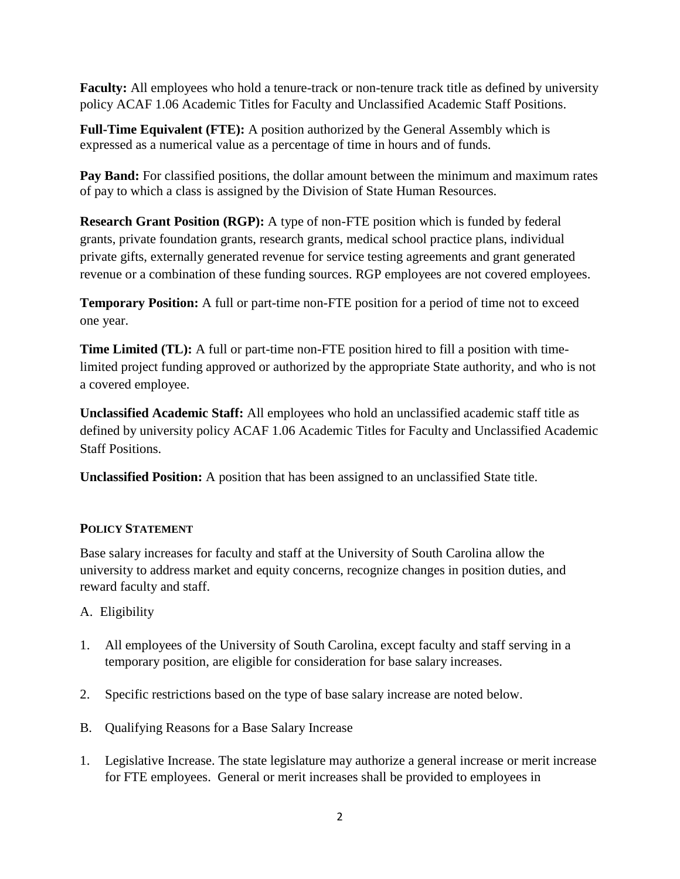**Faculty:** All employees who hold a tenure-track or non-tenure track title as defined by university policy ACAF 1.06 Academic Titles for Faculty and Unclassified Academic Staff Positions.

**Full-Time Equivalent (FTE):** A position authorized by the General Assembly which is expressed as a numerical value as a percentage of time in hours and of funds.

**Pay Band:** For classified positions, the dollar amount between the minimum and maximum rates of pay to which a class is assigned by the Division of State Human Resources.

**Research Grant Position (RGP):** A type of non-FTE position which is funded by federal grants, private foundation grants, research grants, medical school practice plans, individual private gifts, externally generated revenue for service testing agreements and grant generated revenue or a combination of these funding sources. RGP employees are not covered employees.

**Temporary Position:** A full or part-time non-FTE position for a period of time not to exceed one year.

**Time Limited (TL):** A full or part-time non-FTE position hired to fill a position with time-limited project funding approved or authorized by the appropriate State authority, and who is not a covered employee.

**Unclassified Academic Staff:** All employees who hold an unclassified academic staff title as defined by university policy ACAF 1.06 Academic Titles for Faculty and Unclassified Academic Staff Positions.

**Unclassified Position:** A position that has been assigned to an unclassified State title.

## POLICY STATEMENT

Base salary increases for faculty and staff at the University of South Carolina allow the university to address market and equity concerns, recognize changes in position duties, and reward faculty and staff.

A. Eligibility

1. All employees of the University of South Carolina, except faculty and staff serving in a temporary position, are eligible for consideration for base salary increases.

2. Specific restrictions based on the type of base salary increase are noted below.

B. Qualifying Reasons for a Base Salary Increase

1. Legislative Increase. The state legislature may authorize a general increase or merit increase for FTE employees. General or merit increases shall be provided to employees in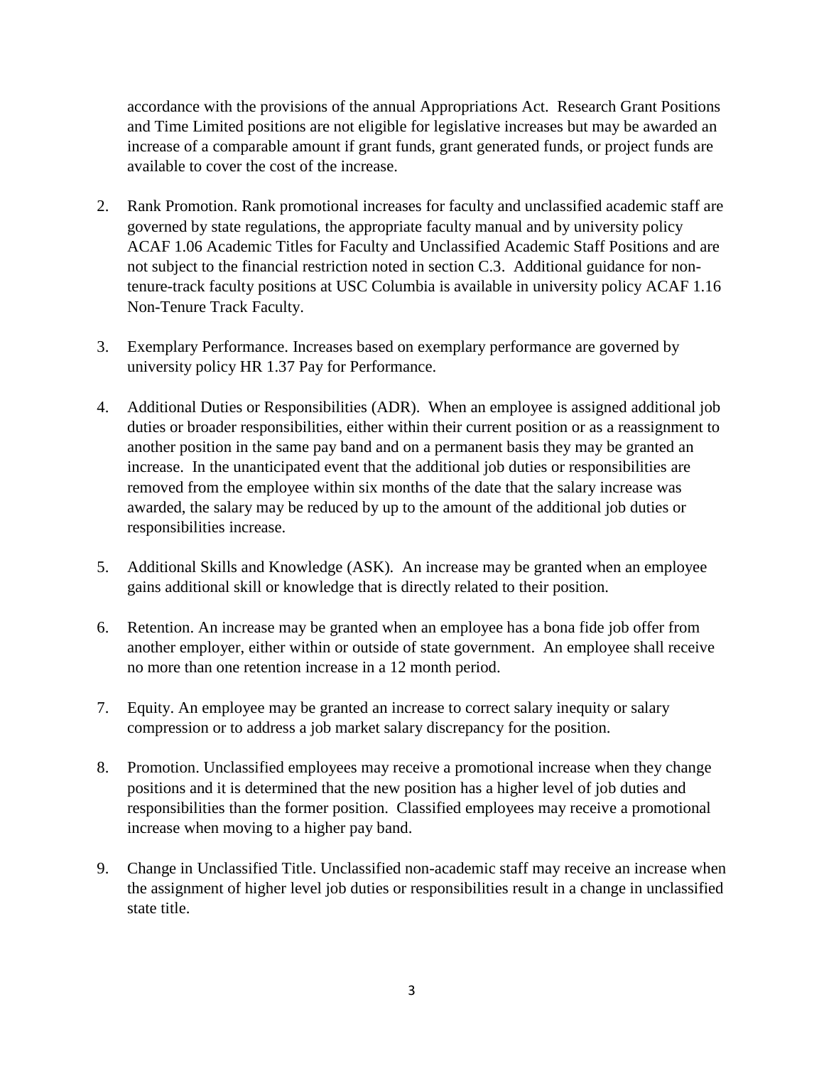accordance with the provisions of the annual Appropriations Act. Research Grant Positions and Time Limited positions are not eligible for legislative increases but may be awarded an increase of a comparable amount if grant funds, grant generated funds, or project funds are available to cover the cost of the increase.

2. Rank Promotion. Rank promotional increases for faculty and unclassified academic staff are governed by state regulations, the appropriate faculty manual and by university policy ACAF 1.06 Academic Titles for Faculty and Unclassified Academic Staff Positions and are not subject to the financial restriction noted in section C.3. Additional guidance for non-tenure-track faculty positions at USC Columbia is available in university policy ACAF 1.16 Non-Tenure Track Faculty.

3. Exemplary Performance. Increases based on exemplary performance are governed by university policy HR 1.37 Pay for Performance.

4. Additional Duties or Responsibilities (ADR). When an employee is assigned additional job duties or broader responsibilities, either within their current position or as a reassignment to another position in the same pay band and on a permanent basis they may be granted an increase. In the unanticipated event that the additional job duties or responsibilities are removed from the employee within six months of the date that the salary increase was awarded, the salary may be reduced by up to the amount of the additional job duties or responsibilities increase.

5. Additional Skills and Knowledge (ASK). An increase may be granted when an employee gains additional skill or knowledge that is directly related to their position.

6. Retention. An increase may be granted when an employee has a bona fide job offer from another employer, either within or outside of state government. An employee shall receive no more than one retention increase in a 12 month period.

7. Equity. An employee may be granted an increase to correct salary inequity or salary compression or to address a job market salary discrepancy for the position.

8. Promotion. Unclassified employees may receive a promotional increase when they change positions and it is determined that the new position has a higher level of job duties and responsibilities than the former position. Classified employees may receive a promotional increase when moving to a higher pay band.

9. Change in Unclassified Title. Unclassified non-academic staff may receive an increase when the assignment of higher level job duties or responsibilities result in a change in unclassified state title.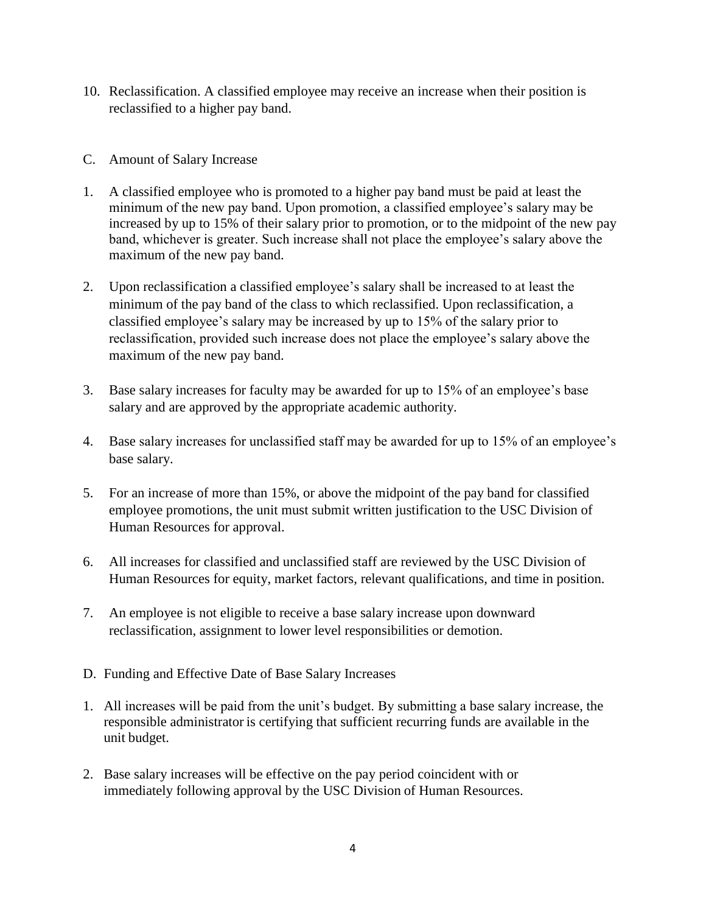10. Reclassification. A classified employee may receive an increase when their position is reclassified to a higher pay band.

C. Amount of Salary Increase

1. A classified employee who is promoted to a higher pay band must be paid at least the minimum of the new pay band. Upon promotion, a classified employee's salary may be increased by up to 15% of their salary prior to promotion, or to the midpoint of the new pay band, whichever is greater. Such increase shall not place the employee's salary above the maximum of the new pay band.

2. Upon reclassification a classified employee's salary shall be increased to at least the minimum of the pay band of the class to which reclassified. Upon reclassification, a classified employee's salary may be increased by up to 15% of the salary prior to reclassification, provided such increase does not place the employee's salary above the maximum of the new pay band.

3. Base salary increases for faculty may be awarded for up to 15% of an employee's base salary and are approved by the appropriate academic authority.

4. Base salary increases for unclassified staff may be awarded for up to 15% of an employee's base salary.

5. For an increase of more than 15%, or above the midpoint of the pay band for classified employee promotions, the unit must submit written justification to the USC Division of Human Resources for approval.

6. All increases for classified and unclassified staff are reviewed by the USC Division of Human Resources for equity, market factors, relevant qualifications, and time in position.

7. An employee is not eligible to receive a base salary increase upon downward reclassification, assignment to lower level responsibilities or demotion.

D. Funding and Effective Date of Base Salary Increases

1. All increases will be paid from the unit's budget. By submitting a base salary increase, the responsible administrator is certifying that sufficient recurring funds are available in the unit budget.

2. Base salary increases will be effective on the pay period coincident with or immediately following approval by the USC Division of Human Resources.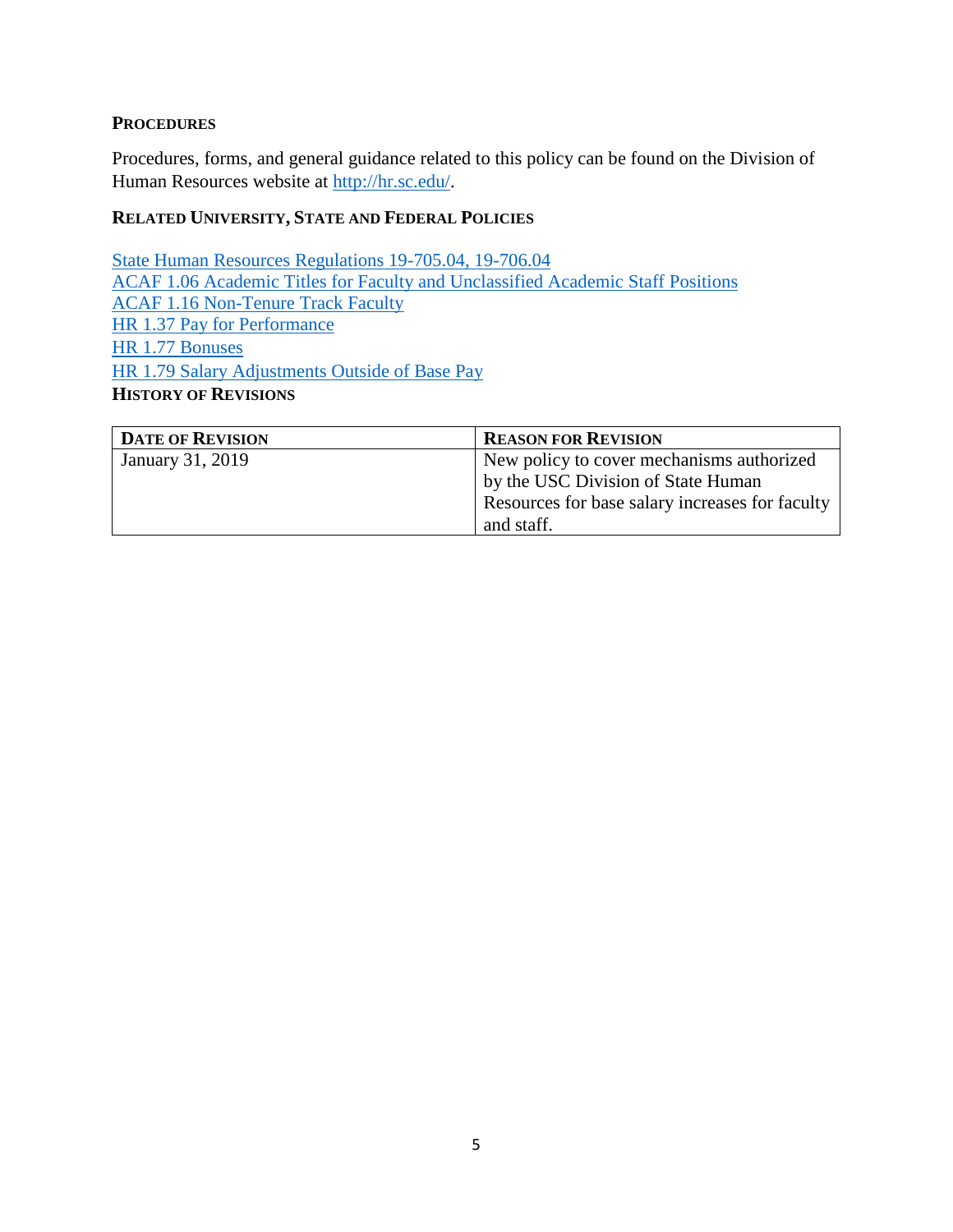**PROCEDURES**

Procedures, forms, and general guidance related to this policy can be found on the Division of Human Resources website at [http://hr.sc.edu/](http://hr.sc.edu/).

**RELATED UNIVERSITY, STATE AND FEDERAL POLICIES**

State Human Resources Regulations 19-705.04, 19-706.04
ACAF 1.06 Academic Titles for Faculty and Unclassified Academic Staff Positions
ACAF 1.16 Non-Tenure Track Faculty
HR 1.37 Pay for Performance
HR 1.77 Bonuses
HR 1.79 Salary Adjustments Outside of Base Pay

**HISTORY OF REVISIONS**

| DATE OF REVISION | REASON FOR REVISION |
| --- | --- |
| January 31, 2019 | New policy to cover mechanisms authorized by the USC Division of State Human Resources for base salary increases for faculty and staff. |